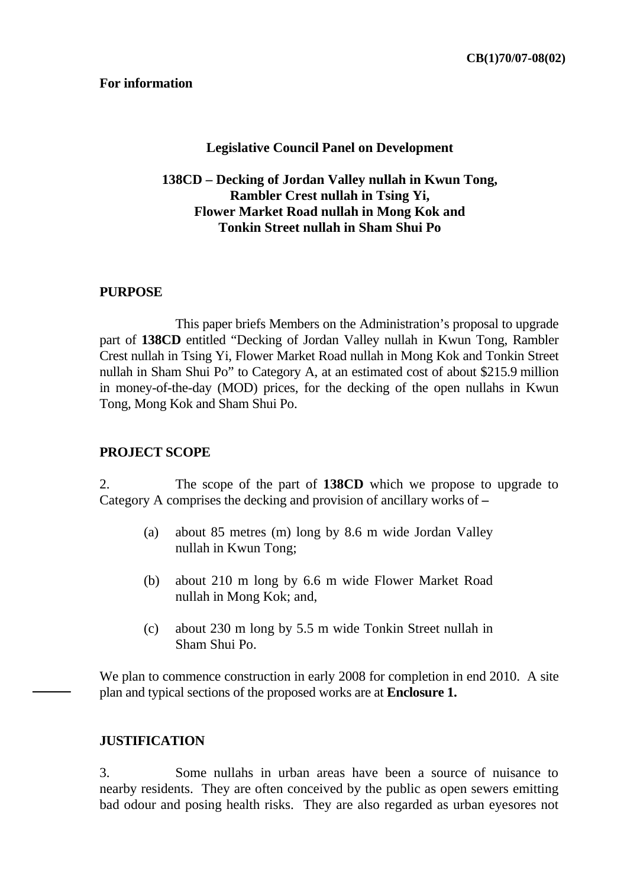CB(1)70/07-08(02)

**For information**

**Legislative Council Panel on Development**

**138CD – Decking of Jordan Valley nullah in Kwun Tong, Rambler Crest nullah in Tsing Yi, Flower Market Road nullah in Mong Kok and Tonkin Street nullah in Sham Shui Po**

## PURPOSE

This paper briefs Members on the Administration's proposal to upgrade part of **138CD** entitled "Decking of Jordan Valley nullah in Kwun Tong, Rambler Crest nullah in Tsing Yi, Flower Market Road nullah in Mong Kok and Tonkin Street nullah in Sham Shui Po" to Category A, at an estimated cost of about $215.9 million in money-of-the-day (MOD) prices, for the decking of the open nullahs in Kwun Tong, Mong Kok and Sham Shui Po.

## PROJECT SCOPE

2. The scope of the part of **138CD** which we propose to upgrade to Category A comprises the decking and provision of ancillary works of –

(a) about 85 metres (m) long by 8.6 m wide Jordan Valley nullah in Kwun Tong;

(b) about 210 m long by 6.6 m wide Flower Market Road nullah in Mong Kok; and,

(c) about 230 m long by 5.5 m wide Tonkin Street nullah in Sham Shui Po.

We plan to commence construction in early 2008 for completion in end 2010. A site plan and typical sections of the proposed works are at **Enclosure 1.**

## JUSTIFICATION

3. Some nullahs in urban areas have been a source of nuisance to nearby residents. They are often conceived by the public as open sewers emitting bad odour and posing health risks. They are also regarded as urban eyesores not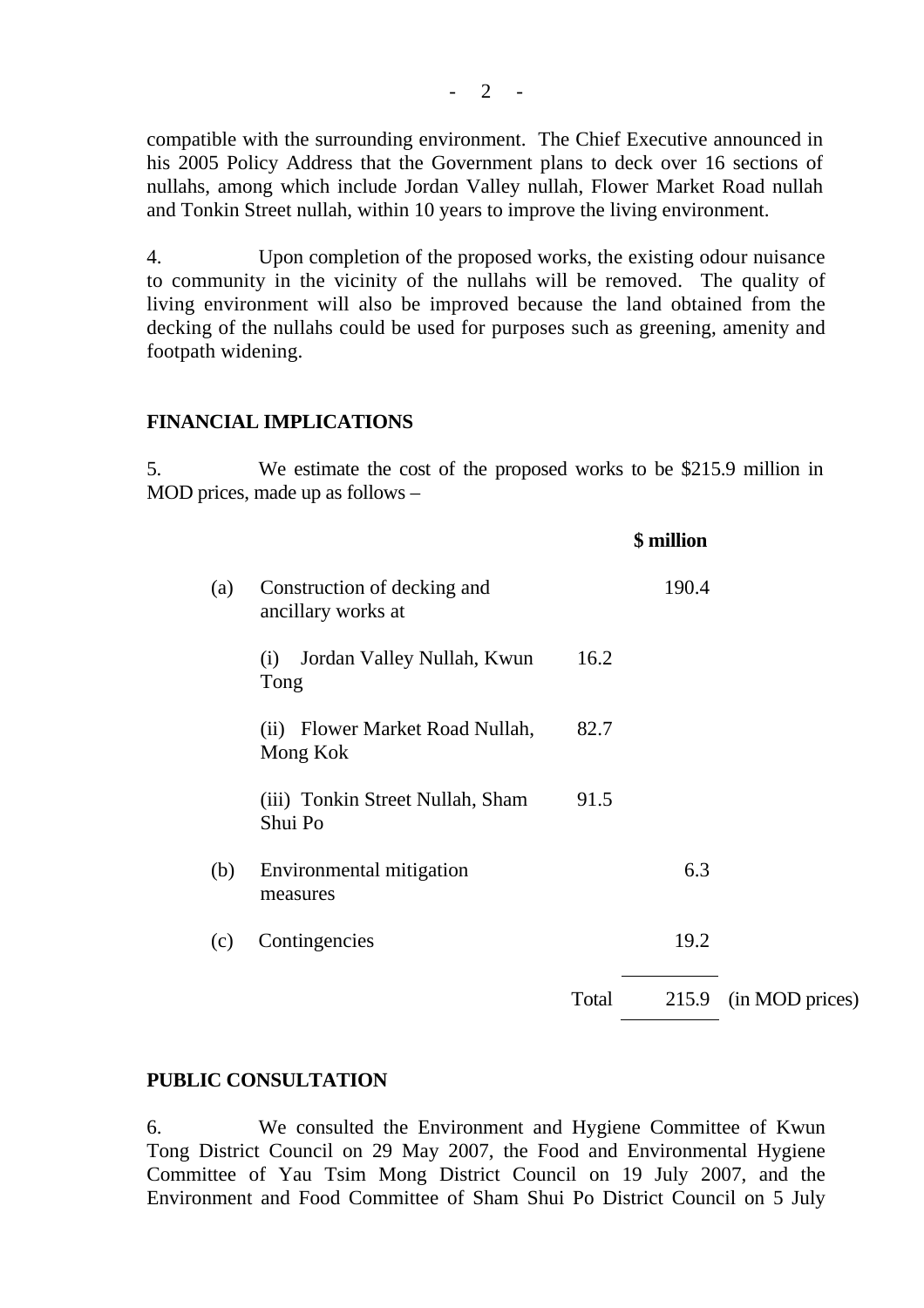compatible with the surrounding environment. The Chief Executive announced in his 2005 Policy Address that the Government plans to deck over 16 sections of nullahs, among which include Jordan Valley nullah, Flower Market Road nullah and Tonkin Street nullah, within 10 years to improve the living environment.

4. Upon completion of the proposed works, the existing odour nuisance to community in the vicinity of the nullahs will be removed. The quality of living environment will also be improved because the land obtained from the decking of the nullahs could be used for purposes such as greening, amenity and footpath widening.

## FINANCIAL IMPLICATIONS

5. We estimate the cost of the proposed works to be $215.9 million in MOD prices, made up as follows –

| | | | **$ million** | |
|---|---|---|---|---|
| (a) | Construction of decking and ancillary works at | | 190.4 | |
| | (i) Jordan Valley Nullah, Kwun Tong | 16.2 | | |
| | (ii) Flower Market Road Nullah, Mong Kok | 82.7 | | |
| | (iii) Tonkin Street Nullah, Sham Shui Po | 91.5 | | |
| (b) | Environmental mitigation measures | | 6.3 | |
| (c) | Contingencies | | 19.2 | |
| | | Total | 215.9 | (in MOD prices) |

## PUBLIC CONSULTATION

6. We consulted the Environment and Hygiene Committee of Kwun Tong District Council on 29 May 2007, the Food and Environmental Hygiene Committee of Yau Tsim Mong District Council on 19 July 2007, and the Environment and Food Committee of Sham Shui Po District Council on 5 July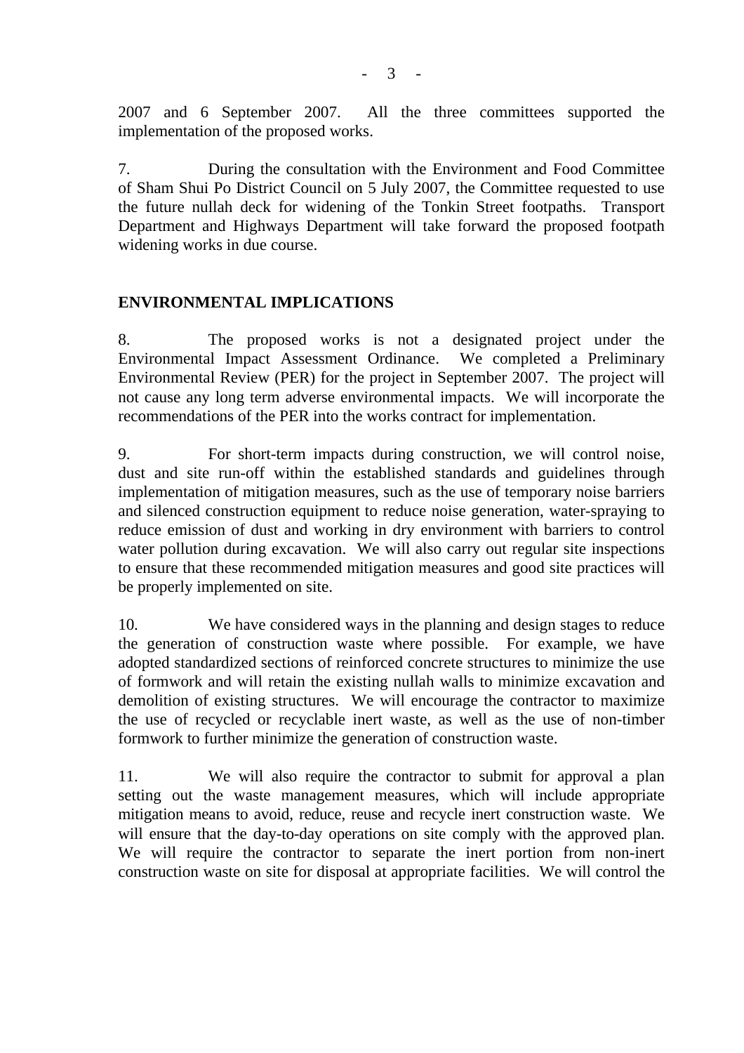2007 and 6 September 2007. All the three committees supported the implementation of the proposed works.

7. During the consultation with the Environment and Food Committee of Sham Shui Po District Council on 5 July 2007, the Committee requested to use the future nullah deck for widening of the Tonkin Street footpaths. Transport Department and Highways Department will take forward the proposed footpath widening works in due course.

## ENVIRONMENTAL IMPLICATIONS

8. The proposed works is not a designated project under the Environmental Impact Assessment Ordinance. We completed a Preliminary Environmental Review (PER) for the project in September 2007. The project will not cause any long term adverse environmental impacts. We will incorporate the recommendations of the PER into the works contract for implementation.

9. For short-term impacts during construction, we will control noise, dust and site run-off within the established standards and guidelines through implementation of mitigation measures, such as the use of temporary noise barriers and silenced construction equipment to reduce noise generation, water-spraying to reduce emission of dust and working in dry environment with barriers to control water pollution during excavation. We will also carry out regular site inspections to ensure that these recommended mitigation measures and good site practices will be properly implemented on site.

10. We have considered ways in the planning and design stages to reduce the generation of construction waste where possible. For example, we have adopted standardized sections of reinforced concrete structures to minimize the use of formwork and will retain the existing nullah walls to minimize excavation and demolition of existing structures. We will encourage the contractor to maximize the use of recycled or recyclable inert waste, as well as the use of non-timber formwork to further minimize the generation of construction waste.

11. We will also require the contractor to submit for approval a plan setting out the waste management measures, which will include appropriate mitigation means to avoid, reduce, reuse and recycle inert construction waste. We will ensure that the day-to-day operations on site comply with the approved plan. We will require the contractor to separate the inert portion from non-inert construction waste on site for disposal at appropriate facilities. We will control the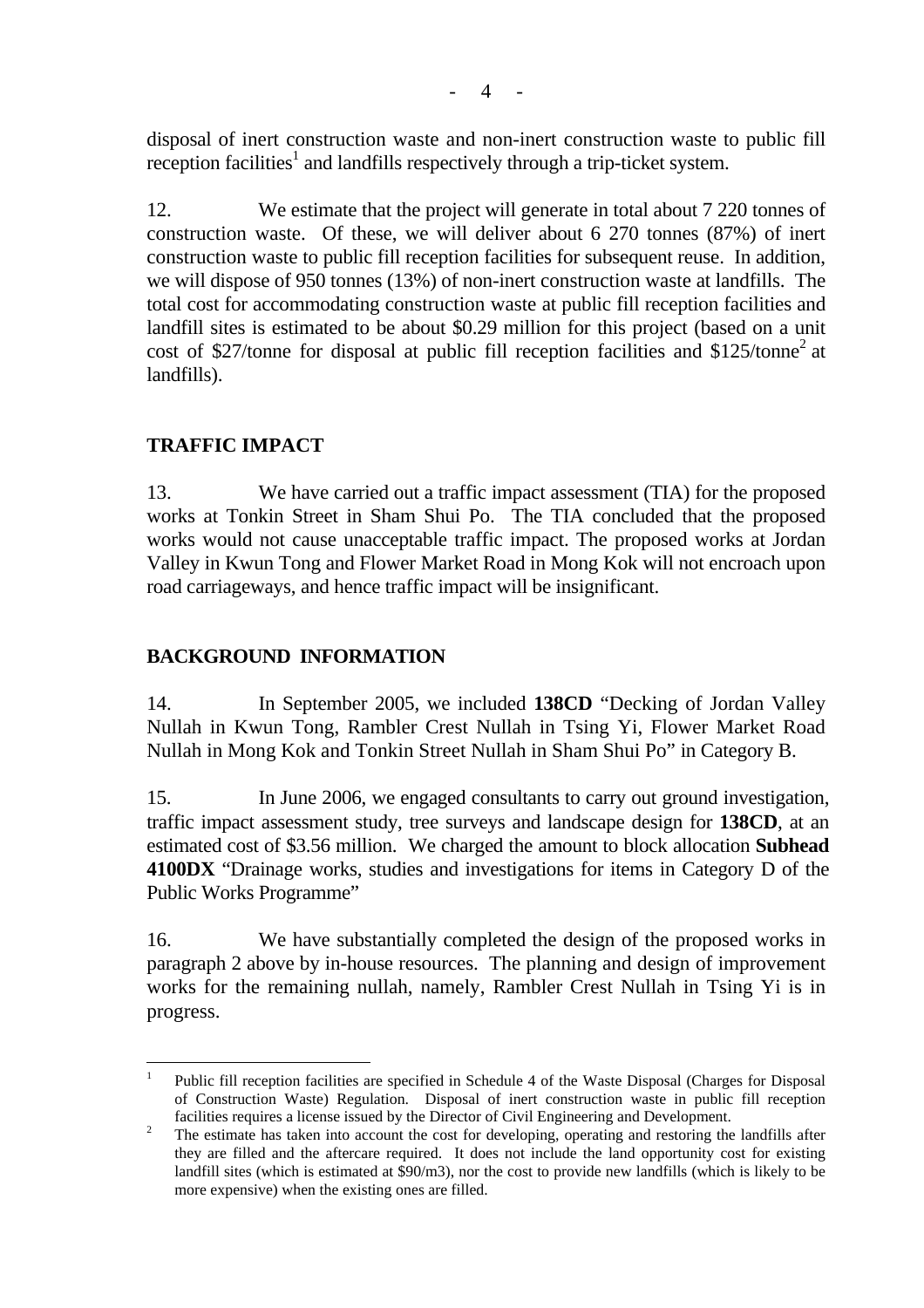disposal of inert construction waste and non-inert construction waste to public fill reception facilities[1] and landfills respectively through a trip-ticket system.

12. We estimate that the project will generate in total about 7 220 tonnes of construction waste. Of these, we will deliver about 6 270 tonnes (87%) of inert construction waste to public fill reception facilities for subsequent reuse. In addition, we will dispose of 950 tonnes (13%) of non-inert construction waste at landfills. The total cost for accommodating construction waste at public fill reception facilities and landfill sites is estimated to be about $0.29 million for this project (based on a unit cost of $27/tonne for disposal at public fill reception facilities and $125/tonne[2] at landfills).

## TRAFFIC IMPACT

13. We have carried out a traffic impact assessment (TIA) for the proposed works at Tonkin Street in Sham Shui Po. The TIA concluded that the proposed works would not cause unacceptable traffic impact. The proposed works at Jordan Valley in Kwun Tong and Flower Market Road in Mong Kok will not encroach upon road carriageways, and hence traffic impact will be insignificant.

## BACKGROUND INFORMATION

14. In September 2005, we included **138CD** "Decking of Jordan Valley Nullah in Kwun Tong, Rambler Crest Nullah in Tsing Yi, Flower Market Road Nullah in Mong Kok and Tonkin Street Nullah in Sham Shui Po" in Category B.

15. In June 2006, we engaged consultants to carry out ground investigation, traffic impact assessment study, tree surveys and landscape design for **138CD**, at an estimated cost of $3.56 million. We charged the amount to block allocation **Subhead 4100DX** "Drainage works, studies and investigations for items in Category D of the Public Works Programme"

16. We have substantially completed the design of the proposed works in paragraph 2 above by in-house resources. The planning and design of improvement works for the remaining nullah, namely, Rambler Crest Nullah in Tsing Yi is in progress.

---

[1] Public fill reception facilities are specified in Schedule 4 of the Waste Disposal (Charges for Disposal of Construction Waste) Regulation. Disposal of inert construction waste in public fill reception facilities requires a license issued by the Director of Civil Engineering and Development.

[2] The estimate has taken into account the cost for developing, operating and restoring the landfills after they are filled and the aftercare required. It does not include the land opportunity cost for existing landfill sites (which is estimated at $90/m3), nor the cost to provide new landfills (which is likely to be more expensive) when the existing ones are filled.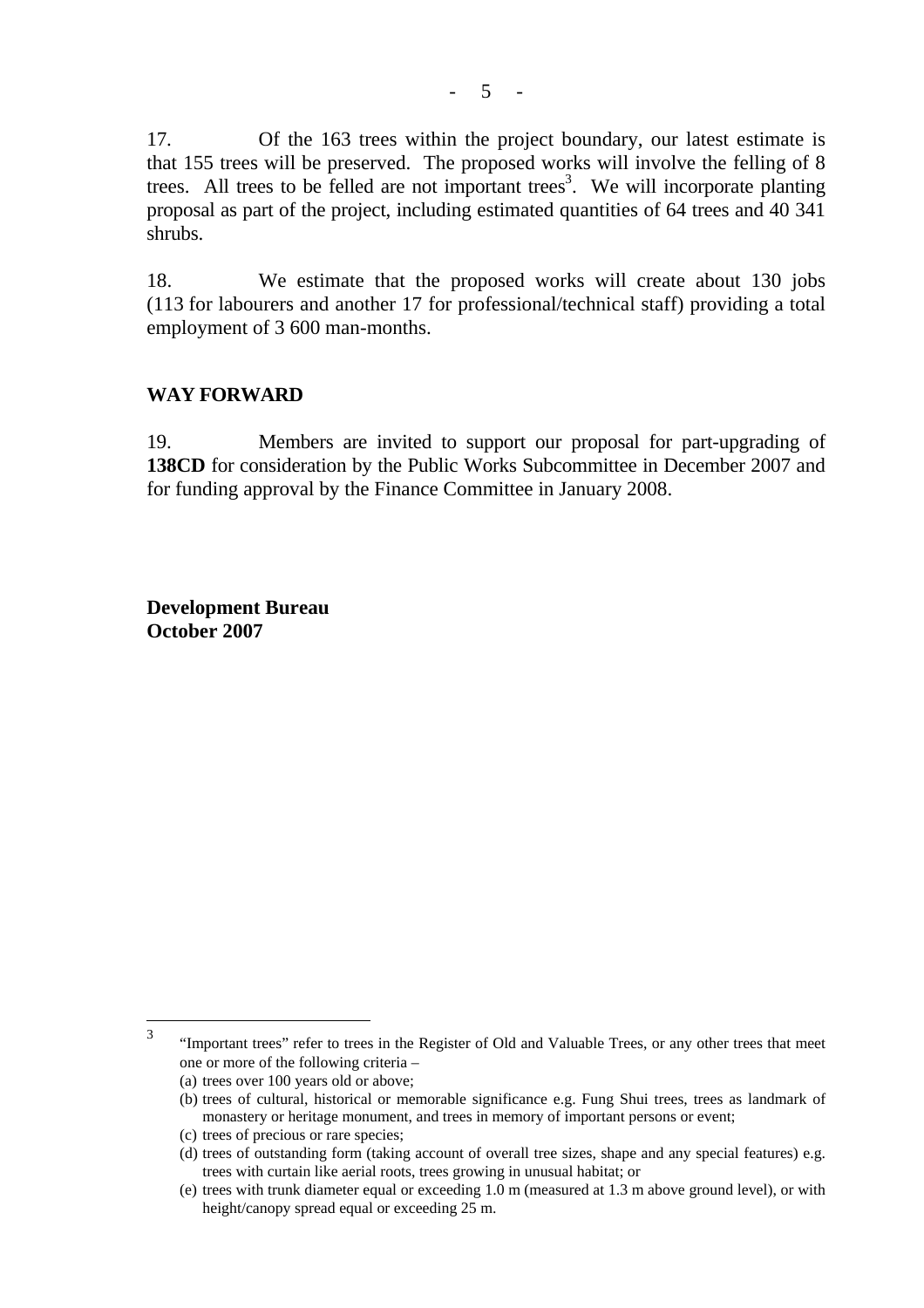17. Of the 163 trees within the project boundary, our latest estimate is that 155 trees will be preserved. The proposed works will involve the felling of 8 trees. All trees to be felled are not important trees[3]. We will incorporate planting proposal as part of the project, including estimated quantities of 64 trees and 40 341 shrubs.

18. We estimate that the proposed works will create about 130 jobs (113 for labourers and another 17 for professional/technical staff) providing a total employment of 3 600 man-months.

## WAY FORWARD

19. Members are invited to support our proposal for part-upgrading of **138CD** for consideration by the Public Works Subcommittee in December 2007 and for funding approval by the Finance Committee in January 2008.

**Development Bureau**
**October 2007**

---

[3] "Important trees" refer to trees in the Register of Old and Valuable Trees, or any other trees that meet one or more of the following criteria –

(a) trees over 100 years old or above;

(b) trees of cultural, historical or memorable significance e.g. Fung Shui trees, trees as landmark of monastery or heritage monument, and trees in memory of important persons or event;

(c) trees of precious or rare species;

(d) trees of outstanding form (taking account of overall tree sizes, shape and any special features) e.g. trees with curtain like aerial roots, trees growing in unusual habitat; or

(e) trees with trunk diameter equal or exceeding 1.0 m (measured at 1.3 m above ground level), or with height/canopy spread equal or exceeding 25 m.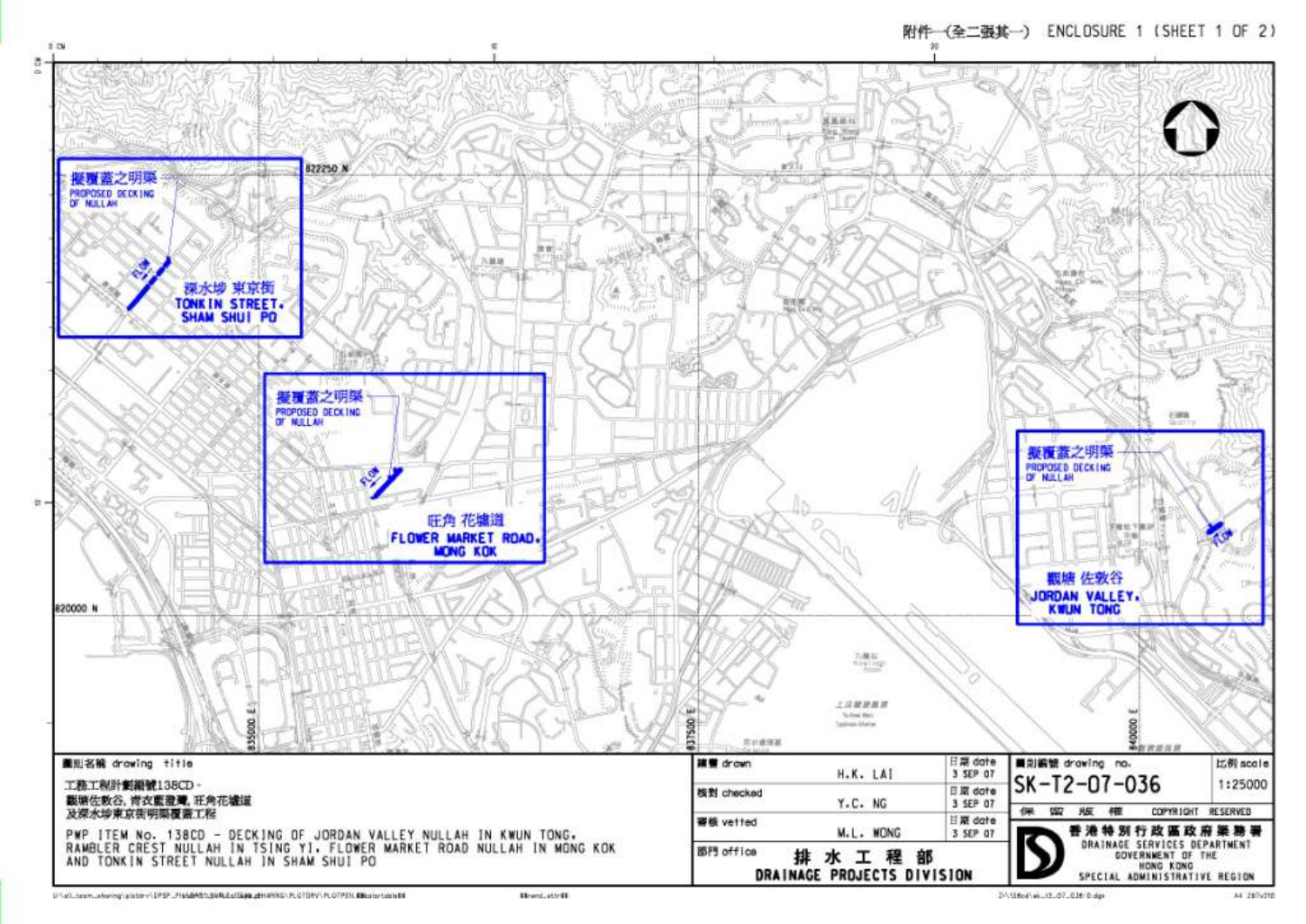附件一(全二張其一) ENCLOSURE 1 (SHEET 1 OF 2)

擬覆蓋之明渠
PROPOSED DECKING OF NULLAH

深水埗 東京街
TONKIN STREET, SHAM SHUI PO

擬覆蓋之明渠
PROPOSED DECKING OF NULLAH

旺角 花墟道
FLOWER MARKET ROAD, MONG KOK

擬覆蓋之明渠
PROPOSED DECKING OF NULLAH

觀塘 佐敦谷
JORDAN VALLEY, KWUN TONG

FLOW

822250 N

820000 N

835000 E

837500 E

840000 E

| 圖則名稱 drawing title | 繪畫 drawn | H.K. LAI | 日期 date 3 SEP 07 | 圖則編號 drawing no. SK-T2-07-036 | 比例 scale 1:25000 |
|---|---|---|---|---|---|
| 工務工程計劃項目第138CD－觀塘佐敦谷、青衣藍澄灣、旺角花墟道及深水埗東京街明渠覆蓋工程 | 核對 checked | Y.C. NG | 日期 date 3 SEP 07 | 保留版權 COPYRIGHT RESERVED | |
| PWP ITEM No. 138CD - DECKING OF JORDAN VALLEY NULLAH IN KWUN TONG, RAMBLER CREST NULLAH IN TSING YI, FLOWER MARKET ROAD NULLAH IN MONG KOK AND TONKIN STREET NULLAH IN SHAM SHUI PO | 審核 vetted | M.L. WONG | 日期 date 3 SEP 07 | 香港特別行政區政府渠務署 DRAINAGE SERVICES DEPARTMENT GOVERNMENT OF THE HONG KONG SPECIAL ADMINISTRATIVE REGION | |
| | 部門 office | 排水工程部 DRAINAGE PROJECTS DIVISION | | | |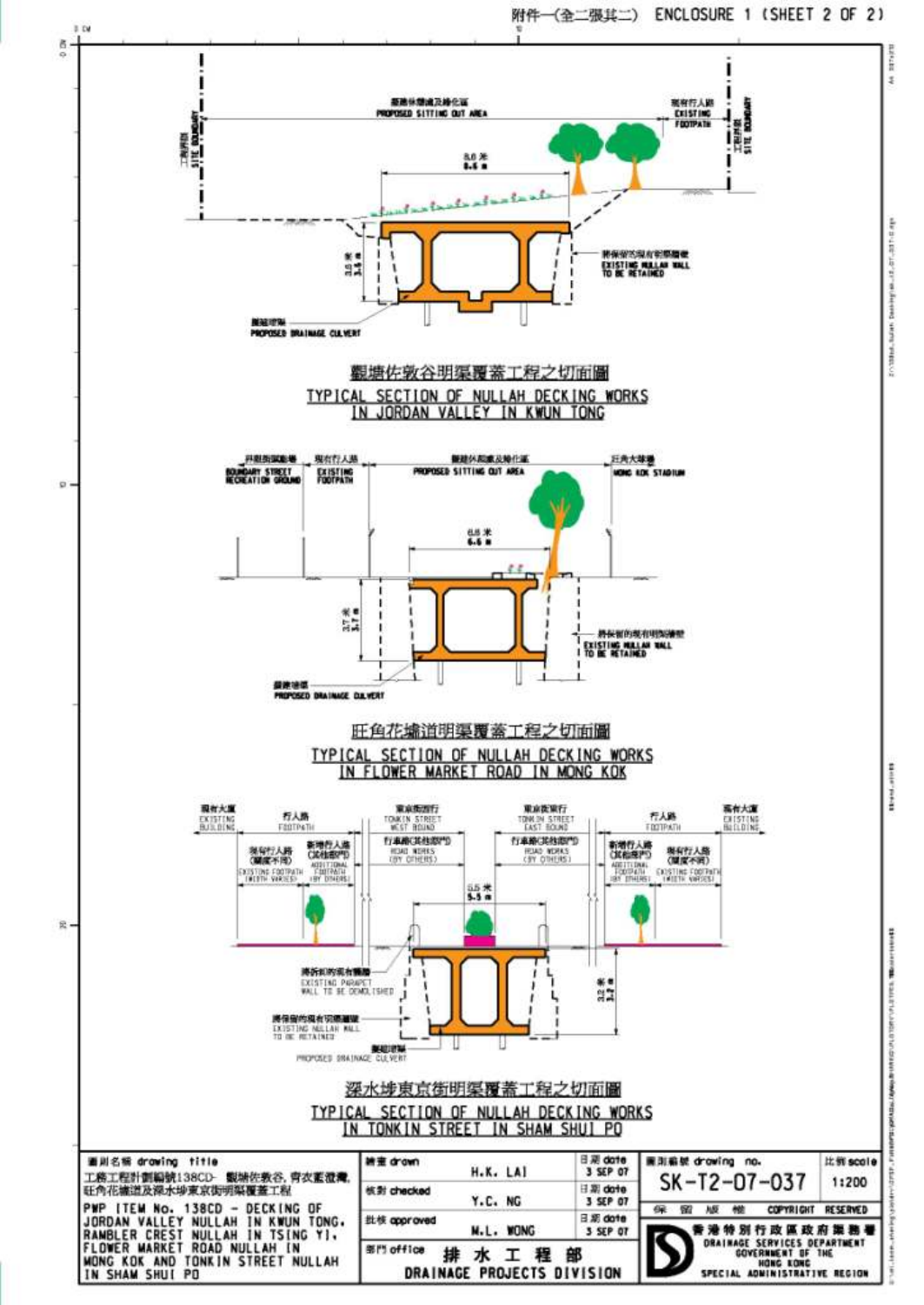附件一(全二張其二) ENCLOSURE 1 (SHEET 2 OF 2)

工程界線 SITE BOUNDARY

擬建休憩處及綠化區 PROPOSED SITTING OUT AREA

現有行人路 EXISTING FOOTPATH

8.6 米 8.6 m

3.6 米 3.6 m

將保留的現有明渠牆壁 EXISTING NULLAH WALL TO BE RETAINED

擬建暗渠 PROPOSED DRAINAGE CULVERT

## 觀塘佐敦谷明渠覆蓋工程之切面圖

## TYPICAL SECTION OF NULLAH DECKING WORKS IN JORDAN VALLEY IN KWUN TONG

界限街遊樂場 BOUNDARY STREET RECREATION GROUND

現有行人路 EXISTING FOOTPATH

擬建休憩處及綠化區 PROPOSED SITTING OUT AREA

旺角大球場 MONG KOK STADIUM

6.6 米 6.6 m

3.7 米 3.7 m

將保留的現有明渠牆壁 EXISTING NULLAH WALL TO BE RETAINED

擬建暗渠 PROPOSED DRAINAGE CULVERT

## 旺角花墟道明渠覆蓋工程之切面圖

## TYPICAL SECTION OF NULLAH DECKING WORKS IN FLOWER MARKET ROAD IN MONG KOK

現有大廈 EXISTING BUILDING

行人路 FOOTPATH

現有行人路 (闊度不同) EXISTING FOOTPATH (WIDTH VARIES)

新增行人路 (其他部門) ADDITIONAL FOOTPATH (BY OTHERS)

東京街西行 TONKIN STREET WEST BOUND

行車路(其他部門) ROAD WORKS (BY OTHERS)

東京街東行 TONKIN STREET EAST BOUND

5.5 米 5.5 m

3.2 米 3.2 m

將拆卸的現有護欄牆 EXISTING PARAPET WALL TO BE DEMOLISHED

將保留的現有明渠牆壁 EXISTING NULLAH WALL TO BE RETAINED

擬建暗渠 PROPOSED DRAINAGE CULVERT

## 深水埗東京街明渠覆蓋工程之切面圖

## TYPICAL SECTION OF NULLAH DECKING WORKS IN TONKIN STREET IN SHAM SHUI PO

| | | | |
|---|---|---|---|
| 圖則名稱 drawing title<br>工務工程計劃編號138CD– 觀塘佐敦谷, 青衣藍澄灣, 旺角花墟道及深水埗東京街明渠覆蓋工程<br>PWP ITEM No. 138CD – DECKING OF JORDAN VALLEY NULLAH IN KWUN TONG, RAMBLER CREST NULLAH IN TSING YI, FLOWER MARKET ROAD NULLAH IN MONG KOK AND TONKIN STREET NULLAH IN SHAM SHUI PO | 繪畫 drawn H.K. LAI — 日期 date 3 SEP 07<br>核對 checked Y.C. NG — 日期 date 3 SEP 07<br>批核 approved M.L. WONG — 日期 date 3 SEP 07<br>部門 office 排水工程部 DRAINAGE PROJECTS DIVISION | 圖則編號 drawing no. SK-T2-07-037<br>保留版權 COPYRIGHT RESERVED<br>香港特別行政區政府渠務署 DRAINAGE SERVICES DEPARTMENT GOVERNMENT OF THE HONG KONG SPECIAL ADMINISTRATIVE REGION | 比例 scale 1:200 |